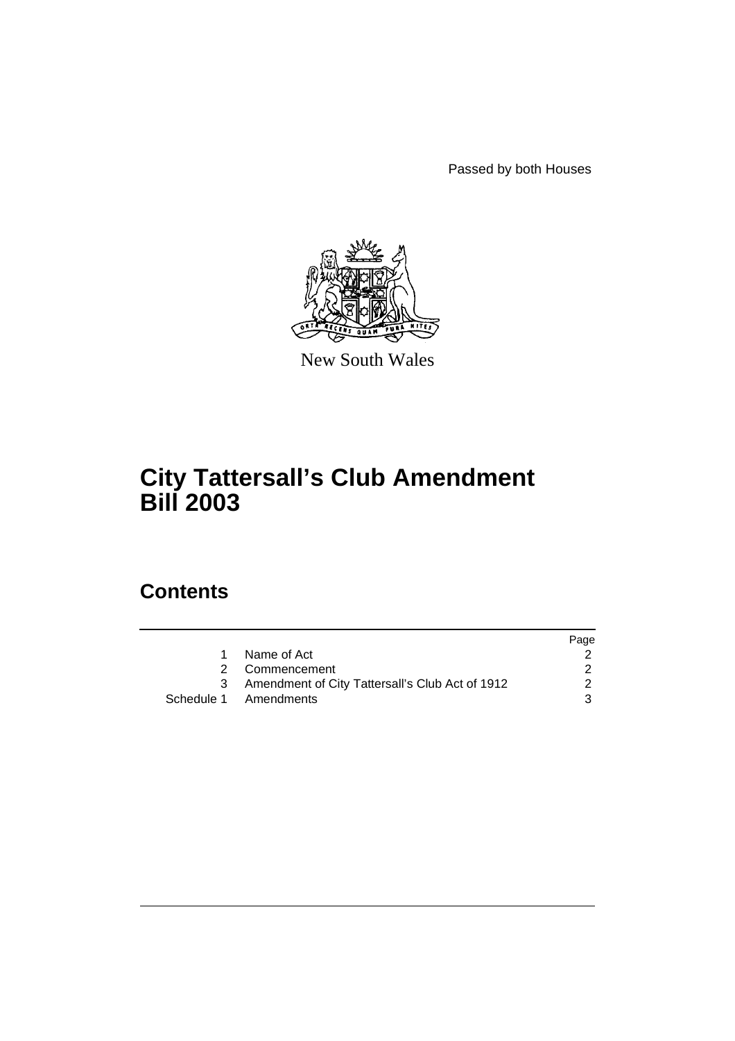Passed by both Houses

New South Wales

# City Tattersall's Club Amendment Bill 2003

## Contents

| | | Page |
|---|---|---|
| 1 | Name of Act | 2 |
| 2 | Commencement | 2 |
| 3 | Amendment of City Tattersall's Club Act of 1912 | 2 |
| Schedule 1 | Amendments | 3 |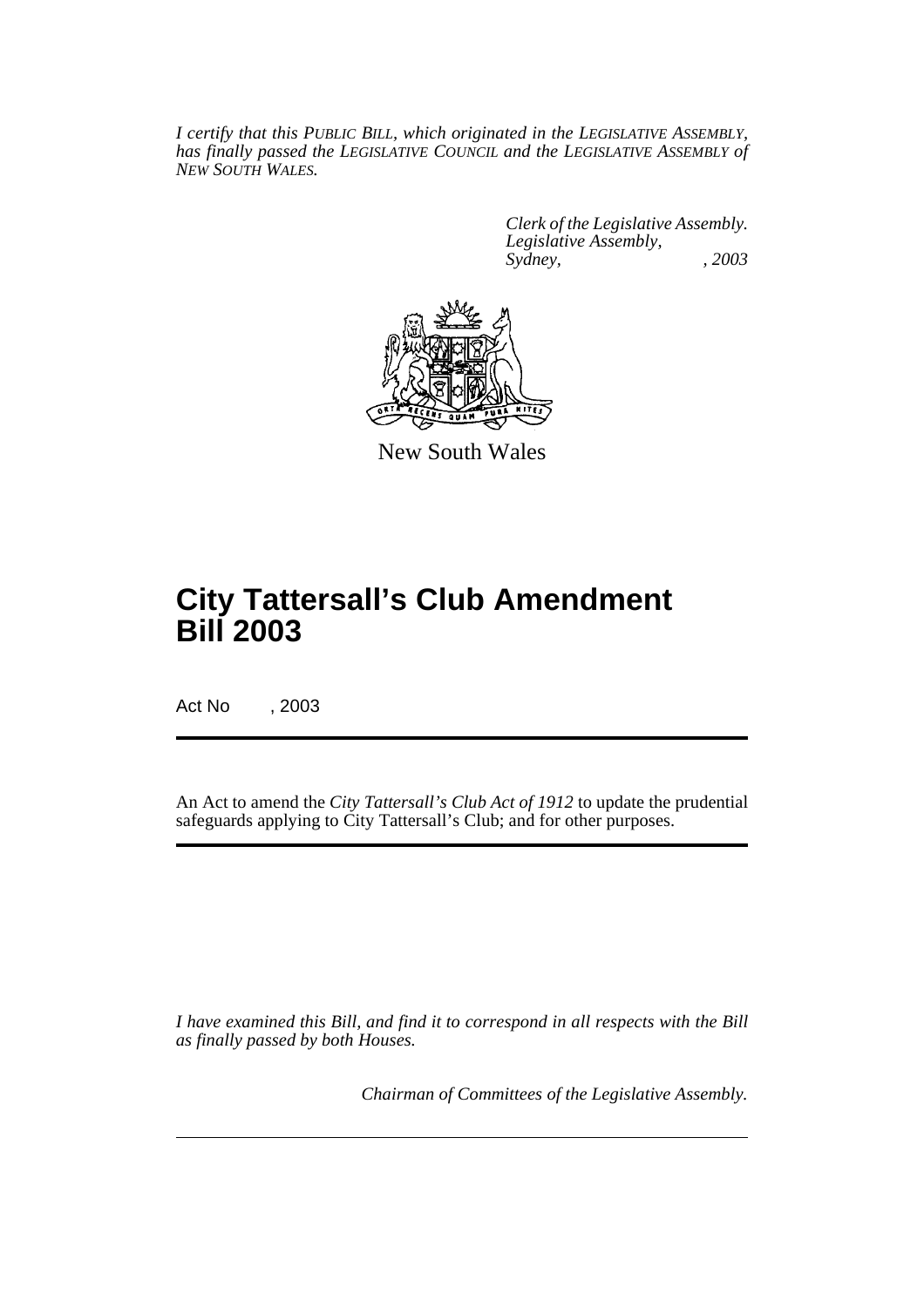*I certify that this PUBLIC BILL, which originated in the LEGISLATIVE ASSEMBLY, has finally passed the LEGISLATIVE COUNCIL and the LEGISLATIVE ASSEMBLY of NEW SOUTH WALES.*

*Clerk of the Legislative Assembly.*
*Legislative Assembly,*
*Sydney, , 2003*

New South Wales

# City Tattersall's Club Amendment Bill 2003

Act No , 2003

An Act to amend the *City Tattersall's Club Act of 1912* to update the prudential safeguards applying to City Tattersall's Club; and for other purposes.

*I have examined this Bill, and find it to correspond in all respects with the Bill as finally passed by both Houses.*

*Chairman of Committees of the Legislative Assembly.*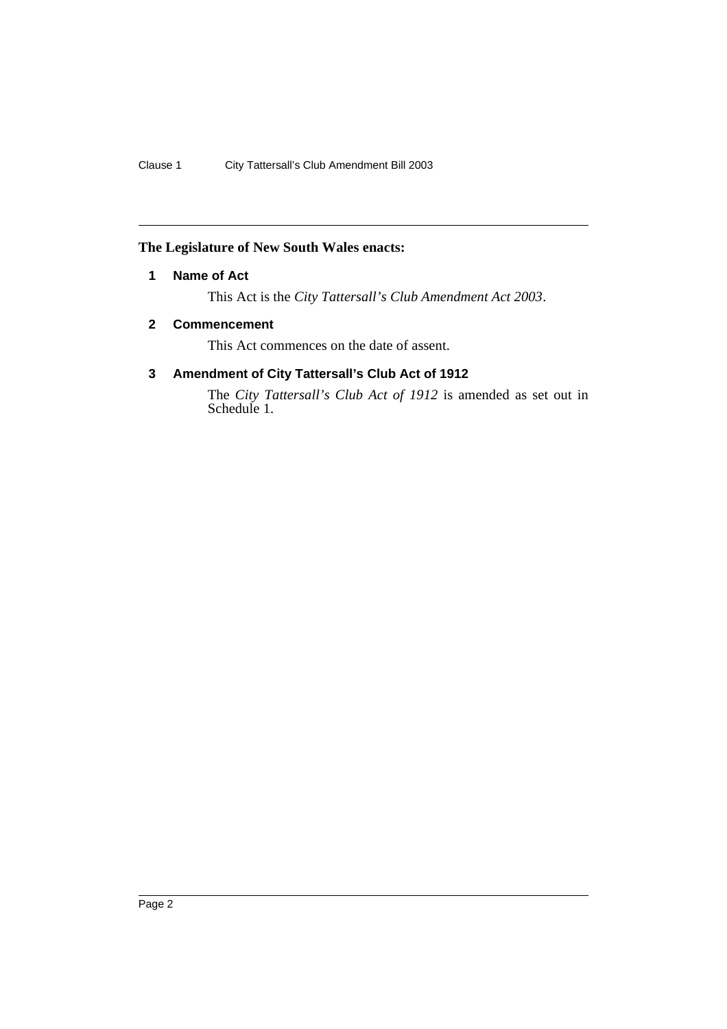**The Legislature of New South Wales enacts:**

## 1 Name of Act

This Act is the *City Tattersall's Club Amendment Act 2003*.

## 2 Commencement

This Act commences on the date of assent.

## 3 Amendment of City Tattersall's Club Act of 1912

The *City Tattersall's Club Act of 1912* is amended as set out in Schedule 1.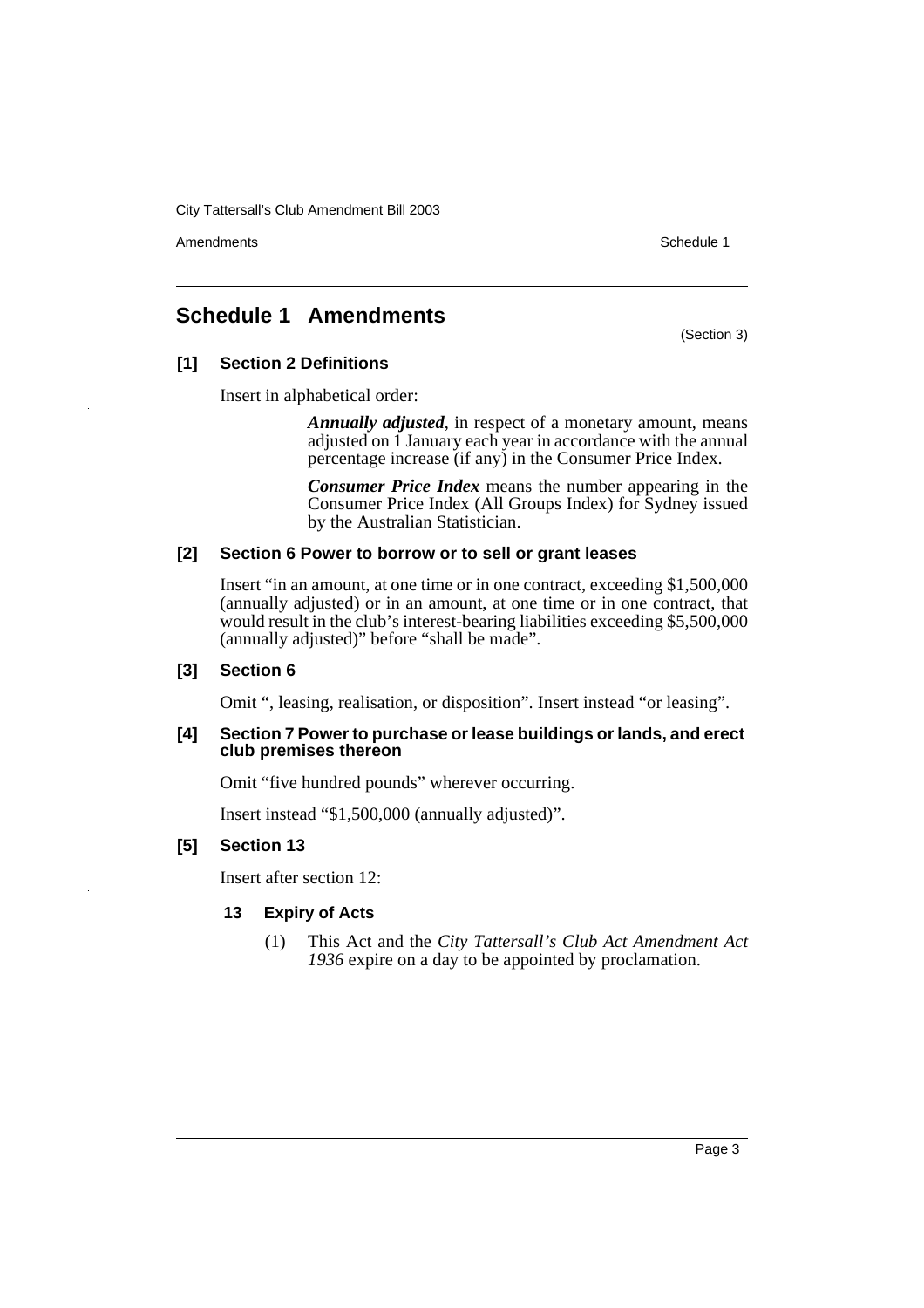# Schedule 1 Amendments

(Section 3)

**[1] Section 2 Definitions**

Insert in alphabetical order:

> ***Annually adjusted***, in respect of a monetary amount, means adjusted on 1 January each year in accordance with the annual percentage increase (if any) in the Consumer Price Index.
>
> ***Consumer Price Index*** means the number appearing in the Consumer Price Index (All Groups Index) for Sydney issued by the Australian Statistician.

**[2] Section 6 Power to borrow or to sell or grant leases**

Insert "in an amount, at one time or in one contract, exceeding $1,500,000 (annually adjusted) or in an amount, at one time or in one contract, that would result in the club's interest-bearing liabilities exceeding $5,500,000 (annually adjusted)" before "shall be made".

**[3] Section 6**

Omit ", leasing, realisation, or disposition". Insert instead "or leasing".

**[4] Section 7 Power to purchase or lease buildings or lands, and erect club premises thereon**

Omit "five hundred pounds" wherever occurring.

Insert instead "$1,500,000 (annually adjusted)".

**[5] Section 13**

Insert after section 12:

> **13 Expiry of Acts**
>
> (1) This Act and the *City Tattersall's Club Act Amendment Act 1936* expire on a day to be appointed by proclamation.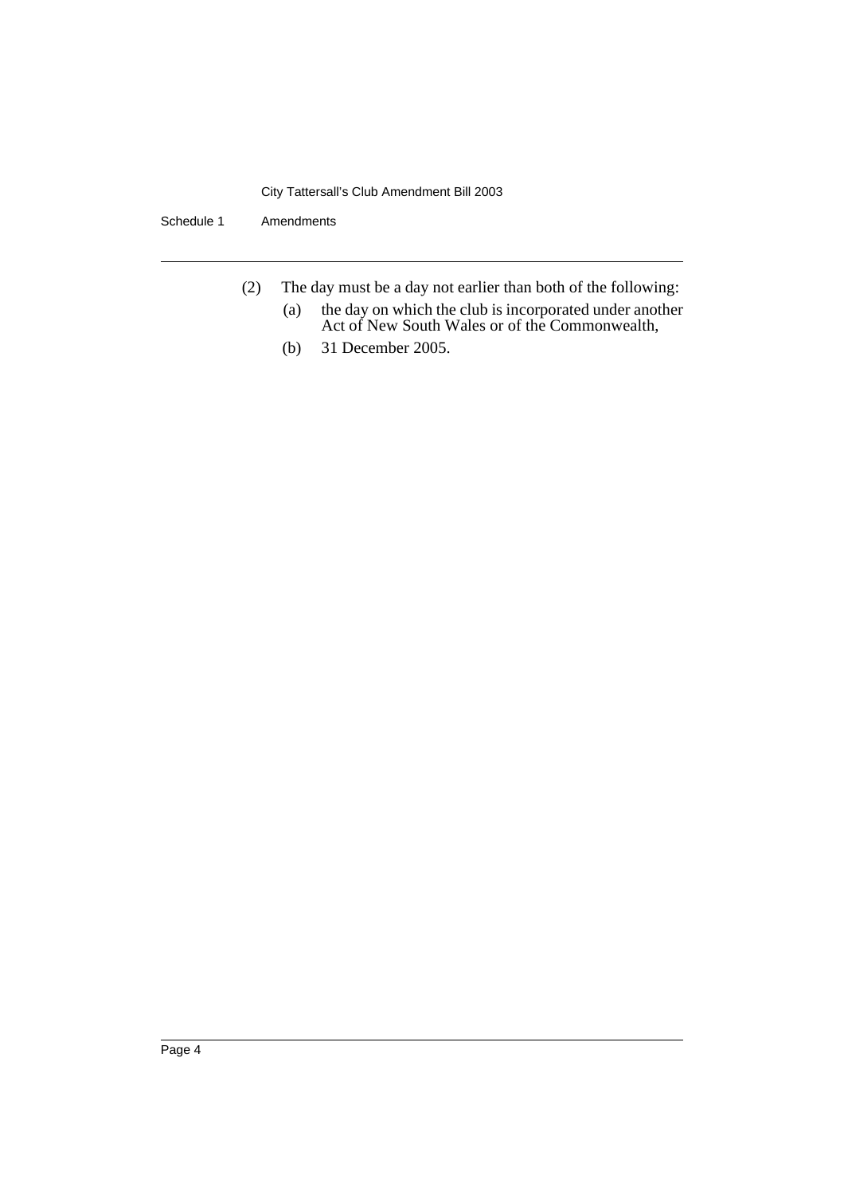(2) The day must be a day not earlier than both of the following:

  (a) the day on which the club is incorporated under another Act of New South Wales or of the Commonwealth,

  (b) 31 December 2005.